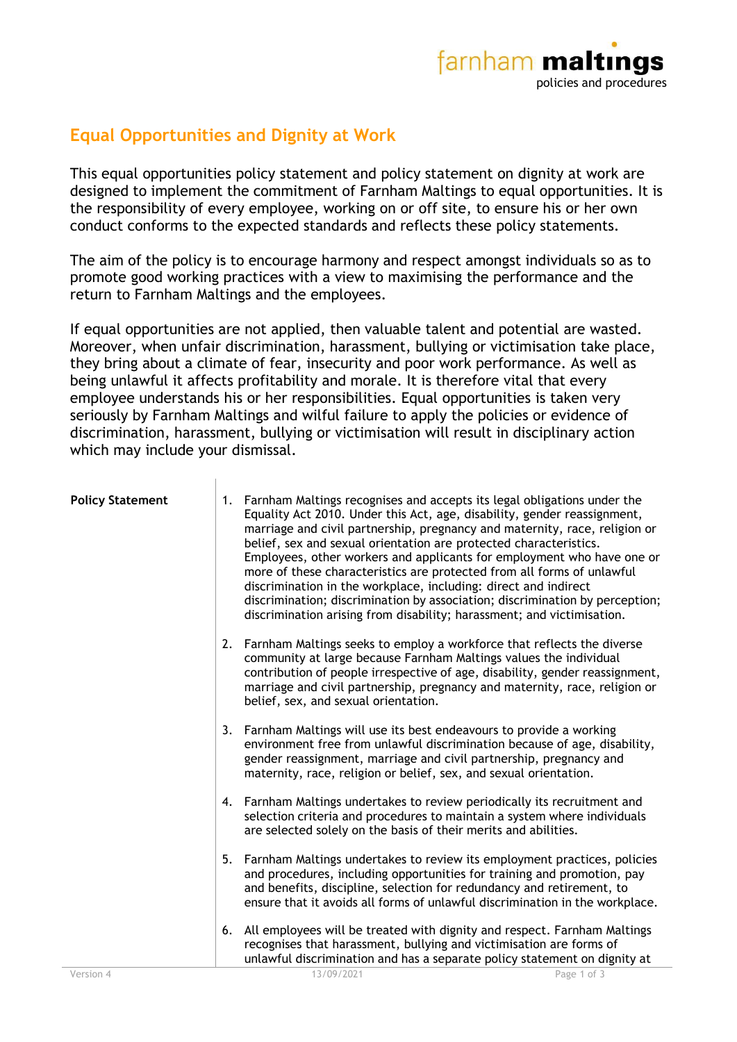# Equal Opportunities and Dignity at Work

This equal opportunities policy statement and policy statement on dignity at work are designed to implement the commitment of Farnham Maltings to equal opportunities. It is the responsibility of every employee, working on or off site, to ensure his or her own conduct conforms to the expected standards and reflects these policy statements.

The aim of the policy is to encourage harmony and respect amongst individuals so as to promote good working practices with a view to maximising the performance and the return to Farnham Maltings and the employees.

If equal opportunities are not applied, then valuable talent and potential are wasted. Moreover, when unfair discrimination, harassment, bullying or victimisation take place, they bring about a climate of fear, insecurity and poor work performance. As well as being unlawful it affects profitability and morale. It is therefore vital that every employee understands his or her responsibilities. Equal opportunities is taken very seriously by Farnham Maltings and wilful failure to apply the policies or evidence of discrimination, harassment, bullying or victimisation will result in disciplinary action which may include your dismissal.

**Policy Statement**

1. Farnham Maltings recognises and accepts its legal obligations under the Equality Act 2010. Under this Act, age, disability, gender reassignment, marriage and civil partnership, pregnancy and maternity, race, religion or belief, sex and sexual orientation are protected characteristics. Employees, other workers and applicants for employment who have one or more of these characteristics are protected from all forms of unlawful discrimination in the workplace, including: direct and indirect discrimination; discrimination by association; discrimination by perception; discrimination arising from disability; harassment; and victimisation.

2. Farnham Maltings seeks to employ a workforce that reflects the diverse community at large because Farnham Maltings values the individual contribution of people irrespective of age, disability, gender reassignment, marriage and civil partnership, pregnancy and maternity, race, religion or belief, sex, and sexual orientation.

3. Farnham Maltings will use its best endeavours to provide a working environment free from unlawful discrimination because of age, disability, gender reassignment, marriage and civil partnership, pregnancy and maternity, race, religion or belief, sex, and sexual orientation.

4. Farnham Maltings undertakes to review periodically its recruitment and selection criteria and procedures to maintain a system where individuals are selected solely on the basis of their merits and abilities.

5. Farnham Maltings undertakes to review its employment practices, policies and procedures, including opportunities for training and promotion, pay and benefits, discipline, selection for redundancy and retirement, to ensure that it avoids all forms of unlawful discrimination in the workplace.

6. All employees will be treated with dignity and respect. Farnham Maltings recognises that harassment, bullying and victimisation are forms of unlawful discrimination and has a separate policy statement on dignity at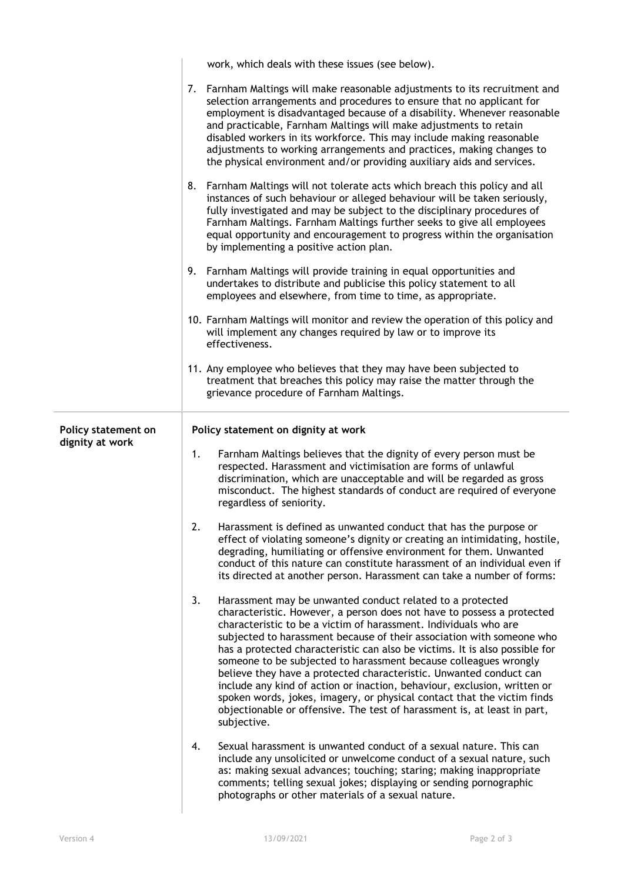work, which deals with these issues (see below).

7. Farnham Maltings will make reasonable adjustments to its recruitment and selection arrangements and procedures to ensure that no applicant for employment is disadvantaged because of a disability. Whenever reasonable and practicable, Farnham Maltings will make adjustments to retain disabled workers in its workforce. This may include making reasonable adjustments to working arrangements and practices, making changes to the physical environment and/or providing auxiliary aids and services.

8. Farnham Maltings will not tolerate acts which breach this policy and all instances of such behaviour or alleged behaviour will be taken seriously, fully investigated and may be subject to the disciplinary procedures of Farnham Maltings. Farnham Maltings further seeks to give all employees equal opportunity and encouragement to progress within the organisation by implementing a positive action plan.

9. Farnham Maltings will provide training in equal opportunities and undertakes to distribute and publicise this policy statement to all employees and elsewhere, from time to time, as appropriate.

10. Farnham Maltings will monitor and review the operation of this policy and will implement any changes required by law or to improve its effectiveness.

11. Any employee who believes that they may have been subjected to treatment that breaches this policy may raise the matter through the grievance procedure of Farnham Maltings.

## Policy statement on dignity at work

**Policy statement on dignity at work**

1. Farnham Maltings believes that the dignity of every person must be respected. Harassment and victimisation are forms of unlawful discrimination, which are unacceptable and will be regarded as gross misconduct. The highest standards of conduct are required of everyone regardless of seniority.

2. Harassment is defined as unwanted conduct that has the purpose or effect of violating someone's dignity or creating an intimidating, hostile, degrading, humiliating or offensive environment for them. Unwanted conduct of this nature can constitute harassment of an individual even if its directed at another person. Harassment can take a number of forms:

3. Harassment may be unwanted conduct related to a protected characteristic. However, a person does not have to possess a protected characteristic to be a victim of harassment. Individuals who are subjected to harassment because of their association with someone who has a protected characteristic can also be victims. It is also possible for someone to be subjected to harassment because colleagues wrongly believe they have a protected characteristic. Unwanted conduct can include any kind of action or inaction, behaviour, exclusion, written or spoken words, jokes, imagery, or physical contact that the victim finds objectionable or offensive. The test of harassment is, at least in part, subjective.

4. Sexual harassment is unwanted conduct of a sexual nature. This can include any unsolicited or unwelcome conduct of a sexual nature, such as: making sexual advances; touching; staring; making inappropriate comments; telling sexual jokes; displaying or sending pornographic photographs or other materials of a sexual nature.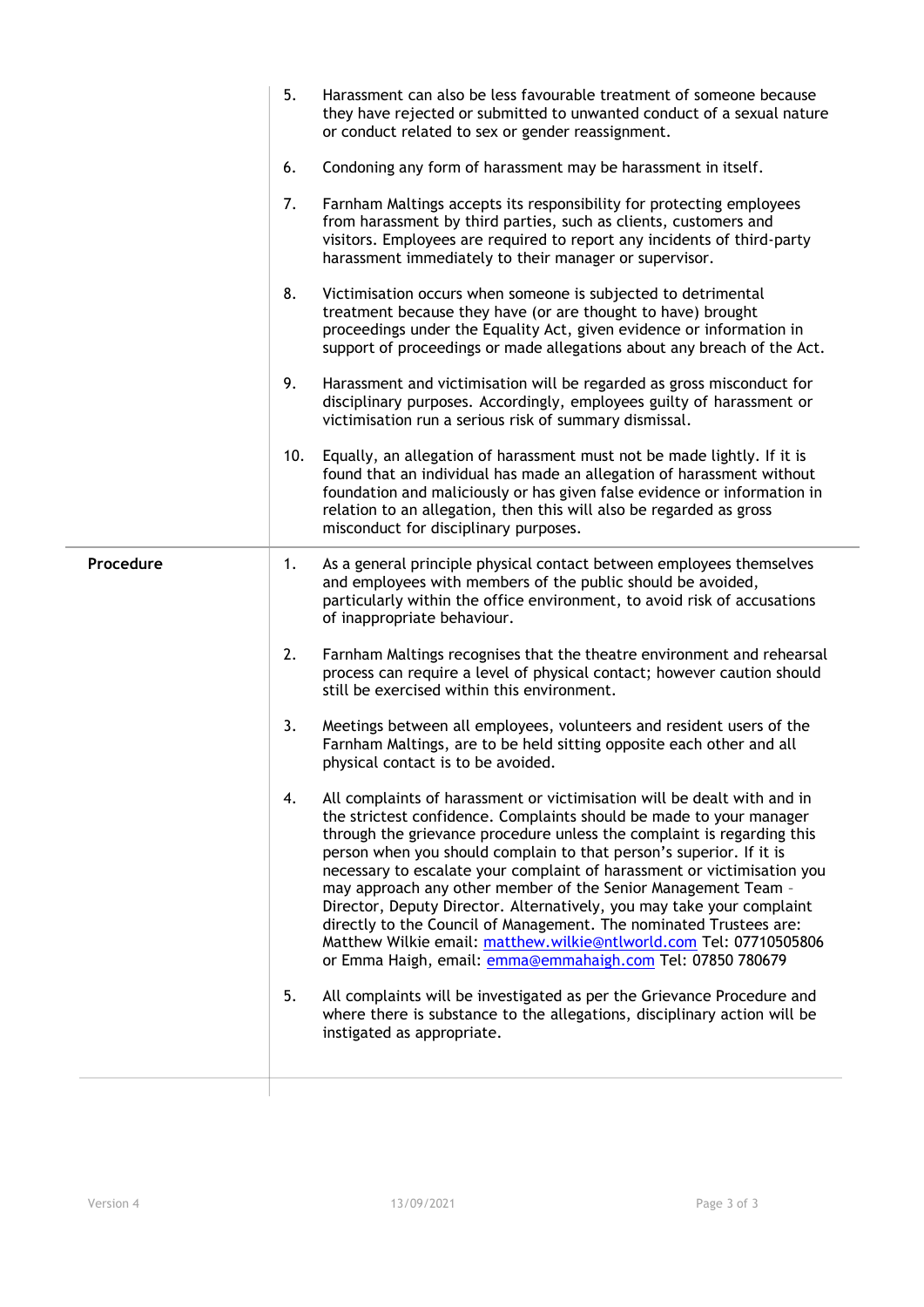5. Harassment can also be less favourable treatment of someone because they have rejected or submitted to unwanted conduct of a sexual nature or conduct related to sex or gender reassignment.

6. Condoning any form of harassment may be harassment in itself.

7. Farnham Maltings accepts its responsibility for protecting employees from harassment by third parties, such as clients, customers and visitors. Employees are required to report any incidents of third-party harassment immediately to their manager or supervisor.

8. Victimisation occurs when someone is subjected to detrimental treatment because they have (or are thought to have) brought proceedings under the Equality Act, given evidence or information in support of proceedings or made allegations about any breach of the Act.

9. Harassment and victimisation will be regarded as gross misconduct for disciplinary purposes. Accordingly, employees guilty of harassment or victimisation run a serious risk of summary dismissal.

10. Equally, an allegation of harassment must not be made lightly. If it is found that an individual has made an allegation of harassment without foundation and maliciously or has given false evidence or information in relation to an allegation, then this will also be regarded as gross misconduct for disciplinary purposes.

**Procedure**

1. As a general principle physical contact between employees themselves and employees with members of the public should be avoided, particularly within the office environment, to avoid risk of accusations of inappropriate behaviour.

2. Farnham Maltings recognises that the theatre environment and rehearsal process can require a level of physical contact; however caution should still be exercised within this environment.

3. Meetings between all employees, volunteers and resident users of the Farnham Maltings, are to be held sitting opposite each other and all physical contact is to be avoided.

4. All complaints of harassment or victimisation will be dealt with and in the strictest confidence. Complaints should be made to your manager through the grievance procedure unless the complaint is regarding this person when you should complain to that person's superior. If it is necessary to escalate your complaint of harassment or victimisation you may approach any other member of the Senior Management Team - Director, Deputy Director. Alternatively, you may take your complaint directly to the Council of Management. The nominated Trustees are: Matthew Wilkie email: matthew.wilkie@ntlworld.com Tel: 07710505806 or Emma Haigh, email: emma@emmahaigh.com Tel: 07850 780679

5. All complaints will be investigated as per the Grievance Procedure and where there is substance to the allegations, disciplinary action will be instigated as appropriate.